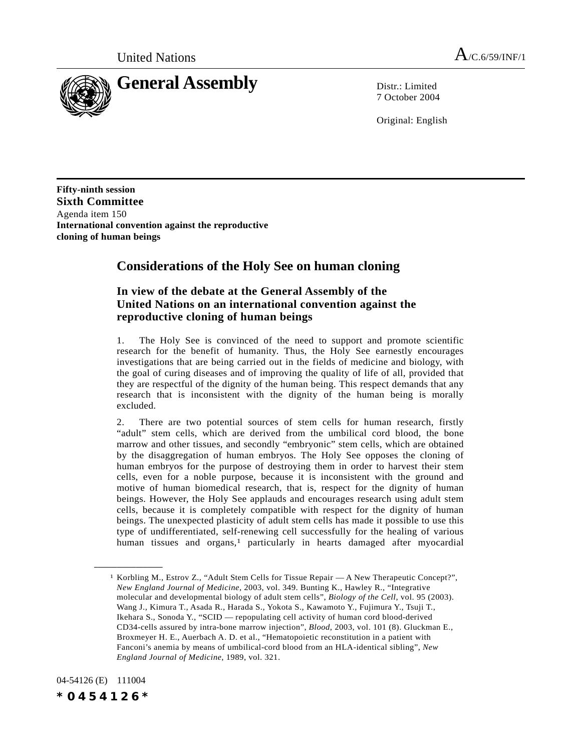United Nations

A/C.6/59/INF/1

# General Assembly

Distr.: Limited
7 October 2004

Original: English

**Fifty-ninth session**
**Sixth Committee**
Agenda item 150
**International convention against the reproductive cloning of human beings**

## Considerations of the Holy See on human cloning

### In view of the debate at the General Assembly of the United Nations on an international convention against the reproductive cloning of human beings

1. The Holy See is convinced of the need to support and promote scientific research for the benefit of humanity. Thus, the Holy See earnestly encourages investigations that are being carried out in the fields of medicine and biology, with the goal of curing diseases and of improving the quality of life of all, provided that they are respectful of the dignity of the human being. This respect demands that any research that is inconsistent with the dignity of the human being is morally excluded.

2. There are two potential sources of stem cells for human research, firstly "adult" stem cells, which are derived from the umbilical cord blood, the bone marrow and other tissues, and secondly "embryonic" stem cells, which are obtained by the disaggregation of human embryos. The Holy See opposes the cloning of human embryos for the purpose of destroying them in order to harvest their stem cells, even for a noble purpose, because it is inconsistent with the ground and motive of human biomedical research, that is, respect for the dignity of human beings. However, the Holy See applauds and encourages research using adult stem cells, because it is completely compatible with respect for the dignity of human beings. The unexpected plasticity of adult stem cells has made it possible to use this type of undifferentiated, self-renewing cell successfully for the healing of various human tissues and organs,[1] particularly in hearts damaged after myocardial

---

[1] Korbling M., Estrov Z., "Adult Stem Cells for Tissue Repair — A New Therapeutic Concept?", *New England Journal of Medicine*, 2003, vol. 349. Bunting K., Hawley R., "Integrative molecular and developmental biology of adult stem cells", *Biology of the Cell*, vol. 95 (2003). Wang J., Kimura T., Asada R., Harada S., Yokota S., Kawamoto Y., Fujimura Y., Tsuji T., Ikehara S., Sonoda Y., "SCID — repopulating cell activity of human cord blood-derived CD34-cells assured by intra-bone marrow injection", *Blood*, 2003, vol. 101 (8). Gluckman E., Broxmeyer H. E., Auerbach A. D. et al., "Hematopoietic reconstitution in a patient with Fanconi's anemia by means of umbilical-cord blood from an HLA-identical sibling", *New England Journal of Medicine*, 1989, vol. 321.

04-54126 (E) 111004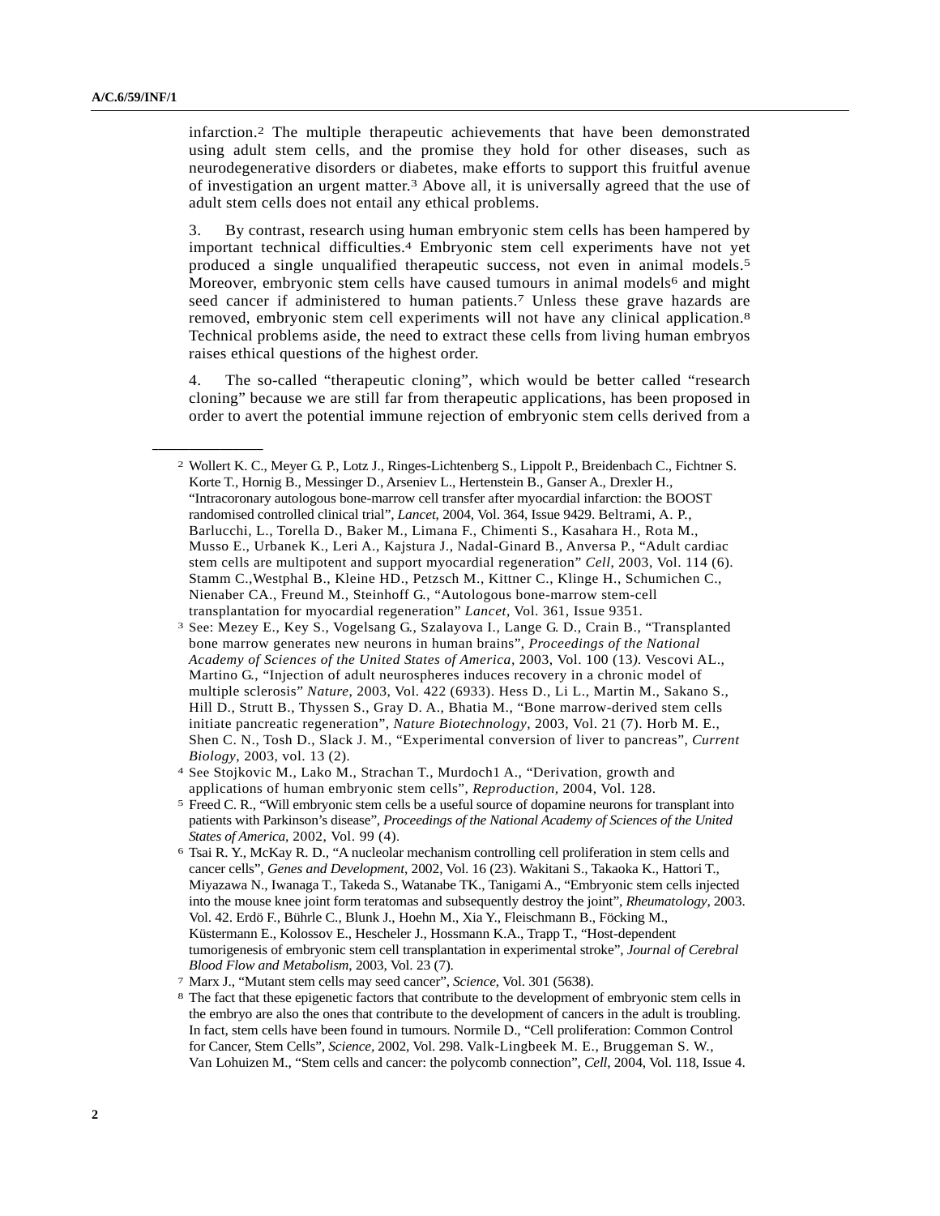infarction.[2] The multiple therapeutic achievements that have been demonstrated using adult stem cells, and the promise they hold for other diseases, such as neurodegenerative disorders or diabetes, make efforts to support this fruitful avenue of investigation an urgent matter.[3] Above all, it is universally agreed that the use of adult stem cells does not entail any ethical problems.

3. By contrast, research using human embryonic stem cells has been hampered by important technical difficulties.[4] Embryonic stem cell experiments have not yet produced a single unqualified therapeutic success, not even in animal models.[5] Moreover, embryonic stem cells have caused tumours in animal models[6] and might seed cancer if administered to human patients.[7] Unless these grave hazards are removed, embryonic stem cell experiments will not have any clinical application.[8] Technical problems aside, the need to extract these cells from living human embryos raises ethical questions of the highest order.

4. The so-called "therapeutic cloning", which would be better called "research cloning" because we are still far from therapeutic applications, has been proposed in order to avert the potential immune rejection of embryonic stem cells derived from a

---

[2] Wollert K. C., Meyer G. P., Lotz J., Ringes-Lichtenberg S., Lippolt P., Breidenbach C., Fichtner S. Korte T., Hornig B., Messinger D., Arseniev L., Hertenstein B., Ganser A., Drexler H., "Intracoronary autologous bone-marrow cell transfer after myocardial infarction: the BOOST randomised controlled clinical trial", *Lancet*, 2004, Vol. 364, Issue 9429. Beltrami, A. P., Barlucchi, L., Torella D., Baker M., Limana F., Chimenti S., Kasahara H., Rota M., Musso E., Urbanek K., Leri A., Kajstura J., Nadal-Ginard B., Anversa P., "Adult cardiac stem cells are multipotent and support myocardial regeneration" *Cell*, 2003, Vol. 114 (6). Stamm C.,Westphal B., Kleine HD., Petzsch M., Kittner C., Klinge H., Schumichen C., Nienaber CA., Freund M., Steinhoff G., "Autologous bone-marrow stem-cell transplantation for myocardial regeneration" *Lancet*, Vol. 361, Issue 9351.

[3] See: Mezey E., Key S., Vogelsang G., Szalayova I., Lange G. D., Crain B., "Transplanted bone marrow generates new neurons in human brains", *Proceedings of the National Academy of Sciences of the United States of America*, 2003, Vol. 100 (13). Vescovi AL., Martino G., "Injection of adult neurospheres induces recovery in a chronic model of multiple sclerosis" *Nature*, 2003, Vol. 422 (6933). Hess D., Li L., Martin M., Sakano S., Hill D., Strutt B., Thyssen S., Gray D. A., Bhatia M., "Bone marrow-derived stem cells initiate pancreatic regeneration", *Nature Biotechnology*, 2003, Vol. 21 (7). Horb M. E., Shen C. N., Tosh D., Slack J. M., "Experimental conversion of liver to pancreas", *Current Biology*, 2003, vol. 13 (2).

[4] See Stojkovic M., Lako M., Strachan T., Murdoch1 A., "Derivation, growth and applications of human embryonic stem cells", *Reproduction*, 2004, Vol. 128.

[5] Freed C. R., "Will embryonic stem cells be a useful source of dopamine neurons for transplant into patients with Parkinson's disease", *Proceedings of the National Academy of Sciences of the United States of America*, 2002, Vol. 99 (4).

[6] Tsai R. Y., McKay R. D., "A nucleolar mechanism controlling cell proliferation in stem cells and cancer cells", *Genes and Development*, 2002, Vol. 16 (23). Wakitani S., Takaoka K., Hattori T., Miyazawa N., Iwanaga T., Takeda S., Watanabe TK., Tanigami A., "Embryonic stem cells injected into the mouse knee joint form teratomas and subsequently destroy the joint", *Rheumatology*, 2003. Vol. 42. Erdö F., Bührle C., Blunk J., Hoehn M., Xia Y., Fleischmann B., Föcking M., Küstermann E., Kolossov E., Hescheler J., Hossmann K.A., Trapp T., "Host-dependent tumorigenesis of embryonic stem cell transplantation in experimental stroke", *Journal of Cerebral Blood Flow and Metabolism*, 2003, Vol. 23 (7).

[7] Marx J., "Mutant stem cells may seed cancer", *Science*, Vol. 301 (5638).

[8] The fact that these epigenetic factors that contribute to the development of embryonic stem cells in the embryo are also the ones that contribute to the development of cancers in the adult is troubling. In fact, stem cells have been found in tumours. Normile D., "Cell proliferation: Common Control for Cancer, Stem Cells", *Science*, 2002, Vol. 298. Valk-Lingbeek M. E., Bruggeman S. W., Van Lohuizen M., "Stem cells and cancer: the polycomb connection", *Cell*, 2004, Vol. 118, Issue 4.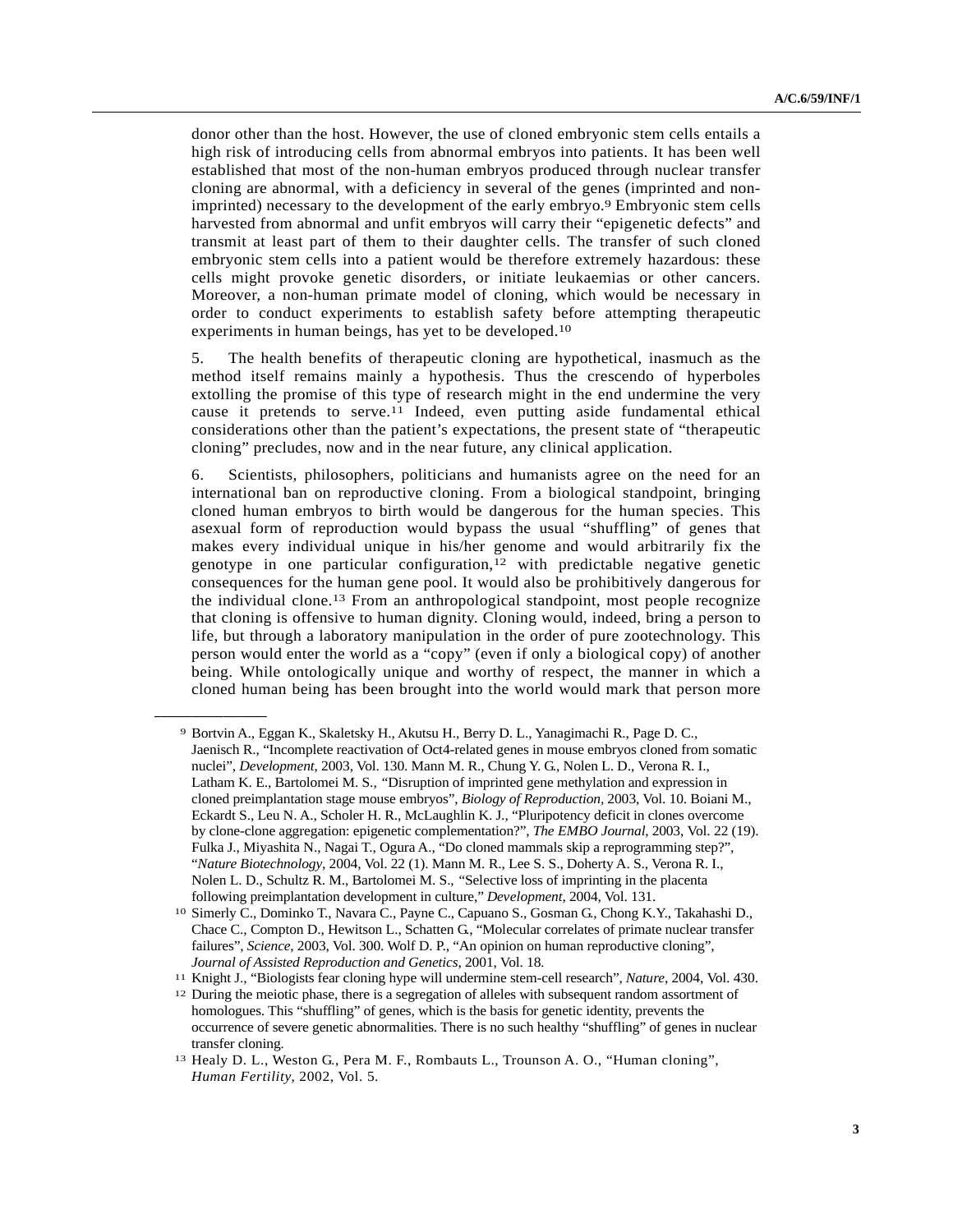donor other than the host. However, the use of cloned embryonic stem cells entails a high risk of introducing cells from abnormal embryos into patients. It has been well established that most of the non-human embryos produced through nuclear transfer cloning are abnormal, with a deficiency in several of the genes (imprinted and non-imprinted) necessary to the development of the early embryo.[9] Embryonic stem cells harvested from abnormal and unfit embryos will carry their "epigenetic defects" and transmit at least part of them to their daughter cells. The transfer of such cloned embryonic stem cells into a patient would be therefore extremely hazardous: these cells might provoke genetic disorders, or initiate leukaemias or other cancers. Moreover, a non-human primate model of cloning, which would be necessary in order to conduct experiments to establish safety before attempting therapeutic experiments in human beings, has yet to be developed.[10]

5. The health benefits of therapeutic cloning are hypothetical, inasmuch as the method itself remains mainly a hypothesis. Thus the crescendo of hyperboles extolling the promise of this type of research might in the end undermine the very cause it pretends to serve.[11] Indeed, even putting aside fundamental ethical considerations other than the patient's expectations, the present state of "therapeutic cloning" precludes, now and in the near future, any clinical application.

6. Scientists, philosophers, politicians and humanists agree on the need for an international ban on reproductive cloning. From a biological standpoint, bringing cloned human embryos to birth would be dangerous for the human species. This asexual form of reproduction would bypass the usual "shuffling" of genes that makes every individual unique in his/her genome and would arbitrarily fix the genotype in one particular configuration,[12] with predictable negative genetic consequences for the human gene pool. It would also be prohibitively dangerous for the individual clone.[13] From an anthropological standpoint, most people recognize that cloning is offensive to human dignity. Cloning would, indeed, bring a person to life, but through a laboratory manipulation in the order of pure zootechnology. This person would enter the world as a "copy" (even if only a biological copy) of another being. While ontologically unique and worthy of respect, the manner in which a cloned human being has been brought into the world would mark that person more

---

[9] Bortvin A., Eggan K., Skaletsky H., Akutsu H., Berry D. L., Yanagimachi R., Page D. C., Jaenisch R., "Incomplete reactivation of Oct4-related genes in mouse embryos cloned from somatic nuclei", *Development*, 2003, Vol. 130. Mann M. R., Chung Y. G., Nolen L. D., Verona R. I., Latham K. E., Bartolomei M. S., "Disruption of imprinted gene methylation and expression in cloned preimplantation stage mouse embryos", *Biology of Reproduction*, 2003, Vol. 10. Boiani M., Eckardt S., Leu N. A., Scholer H. R., McLaughlin K. J., "Pluripotency deficit in clones overcome by clone-clone aggregation: epigenetic complementation?", *The EMBO Journal*, 2003, Vol. 22 (19). Fulka J., Miyashita N., Nagai T., Ogura A., "Do cloned mammals skip a reprogramming step?", "*Nature Biotechnology*, 2004, Vol. 22 (1). Mann M. R., Lee S. S., Doherty A. S., Verona R. I., Nolen L. D., Schultz R. M., Bartolomei M. S., "Selective loss of imprinting in the placenta following preimplantation development in culture," *Development*, 2004, Vol. 131.

[10] Simerly C., Dominko T., Navara C., Payne C., Capuano S., Gosman G., Chong K.Y., Takahashi D., Chace C., Compton D., Hewitson L., Schatten G., "Molecular correlates of primate nuclear transfer failures", *Science*, 2003, Vol. 300. Wolf D. P., "An opinion on human reproductive cloning", *Journal of Assisted Reproduction and Genetics*, 2001, Vol. 18.

[11] Knight J., "Biologists fear cloning hype will undermine stem-cell research", *Nature*, 2004, Vol. 430.

[12] During the meiotic phase, there is a segregation of alleles with subsequent random assortment of homologues. This "shuffling" of genes, which is the basis for genetic identity, prevents the occurrence of severe genetic abnormalities. There is no such healthy "shuffling" of genes in nuclear transfer cloning.

[13] Healy D. L., Weston G., Pera M. F., Rombauts L., Trounson A. O., "Human cloning", *Human Fertility*, 2002, Vol. 5.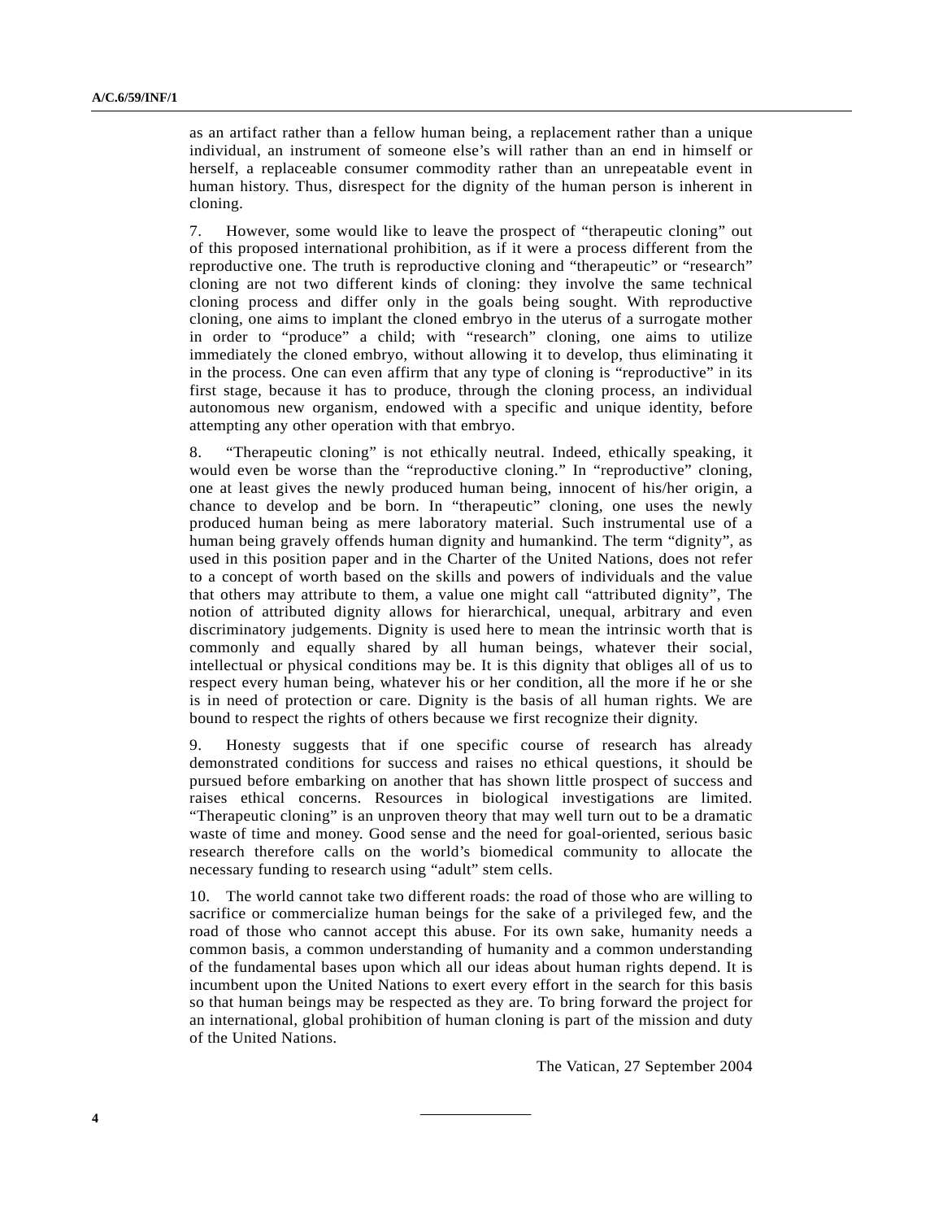as an artifact rather than a fellow human being, a replacement rather than a unique individual, an instrument of someone else's will rather than an end in himself or herself, a replaceable consumer commodity rather than an unrepeatable event in human history. Thus, disrespect for the dignity of the human person is inherent in cloning.

7. However, some would like to leave the prospect of "therapeutic cloning" out of this proposed international prohibition, as if it were a process different from the reproductive one. The truth is reproductive cloning and "therapeutic" or "research" cloning are not two different kinds of cloning: they involve the same technical cloning process and differ only in the goals being sought. With reproductive cloning, one aims to implant the cloned embryo in the uterus of a surrogate mother in order to "produce" a child; with "research" cloning, one aims to utilize immediately the cloned embryo, without allowing it to develop, thus eliminating it in the process. One can even affirm that any type of cloning is "reproductive" in its first stage, because it has to produce, through the cloning process, an individual autonomous new organism, endowed with a specific and unique identity, before attempting any other operation with that embryo.

8. "Therapeutic cloning" is not ethically neutral. Indeed, ethically speaking, it would even be worse than the "reproductive cloning." In "reproductive" cloning, one at least gives the newly produced human being, innocent of his/her origin, a chance to develop and be born. In "therapeutic" cloning, one uses the newly produced human being as mere laboratory material. Such instrumental use of a human being gravely offends human dignity and humankind. The term "dignity", as used in this position paper and in the Charter of the United Nations, does not refer to a concept of worth based on the skills and powers of individuals and the value that others may attribute to them, a value one might call "attributed dignity", The notion of attributed dignity allows for hierarchical, unequal, arbitrary and even discriminatory judgements. Dignity is used here to mean the intrinsic worth that is commonly and equally shared by all human beings, whatever their social, intellectual or physical conditions may be. It is this dignity that obliges all of us to respect every human being, whatever his or her condition, all the more if he or she is in need of protection or care. Dignity is the basis of all human rights. We are bound to respect the rights of others because we first recognize their dignity.

9. Honesty suggests that if one specific course of research has already demonstrated conditions for success and raises no ethical questions, it should be pursued before embarking on another that has shown little prospect of success and raises ethical concerns. Resources in biological investigations are limited. "Therapeutic cloning" is an unproven theory that may well turn out to be a dramatic waste of time and money. Good sense and the need for goal-oriented, serious basic research therefore calls on the world's biomedical community to allocate the necessary funding to research using "adult" stem cells.

10. The world cannot take two different roads: the road of those who are willing to sacrifice or commercialize human beings for the sake of a privileged few, and the road of those who cannot accept this abuse. For its own sake, humanity needs a common basis, a common understanding of humanity and a common understanding of the fundamental bases upon which all our ideas about human rights depend. It is incumbent upon the United Nations to exert every effort in the search for this basis so that human beings may be respected as they are. To bring forward the project for an international, global prohibition of human cloning is part of the mission and duty of the United Nations.

The Vatican, 27 September 2004